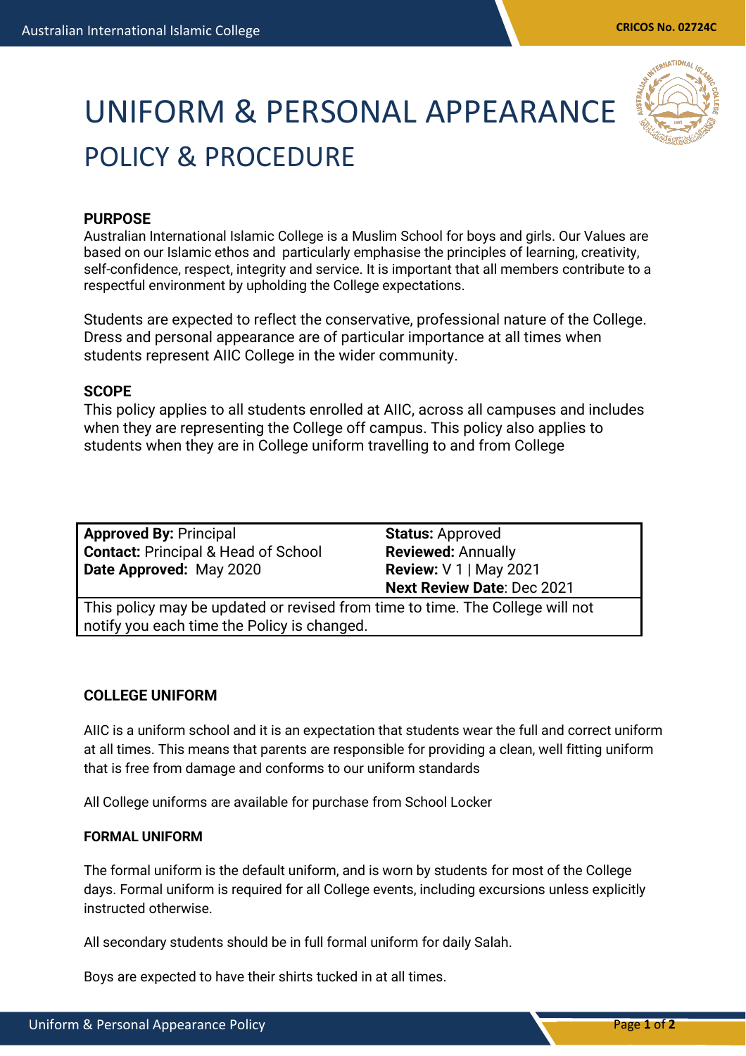# UNIFORM & PERSONAL APPEARANCE

## POLICY & PROCEDURE

**PURPOSE**

Australian International Islamic College is a Muslim School for boys and girls. Our Values are based on our Islamic ethos and particularly emphasise the principles of learning, creativity, self-confidence, respect, integrity and service. It is important that all members contribute to a respectful environment by upholding the College expectations.

Students are expected to reflect the conservative, professional nature of the College. Dress and personal appearance are of particular importance at all times when students represent AIIC College in the wider community.

**SCOPE**

This policy applies to all students enrolled at AIIC, across all campuses and includes when they are representing the College off campus. This policy also applies to students when they are in College uniform travelling to and from College

| | |
|---|---|
| **Approved By:** Principal<br>**Contact:** Principal & Head of School<br>**Date Approved:** May 2020 | **Status:** Approved<br>**Reviewed:** Annually<br>**Review:** V 1 \| May 2021<br>**Next Review Date**: Dec 2021 |
| This policy may be updated or revised from time to time. The College will not notify you each time the Policy is changed. | |

**COLLEGE UNIFORM**

AIIC is a uniform school and it is an expectation that students wear the full and correct uniform at all times. This means that parents are responsible for providing a clean, well fitting uniform that is free from damage and conforms to our uniform standards

All College uniforms are available for purchase from School Locker

**FORMAL UNIFORM**

The formal uniform is the default uniform, and is worn by students for most of the College days. Formal uniform is required for all College events, including excursions unless explicitly instructed otherwise.

All secondary students should be in full formal uniform for daily Salah.

Boys are expected to have their shirts tucked in at all times.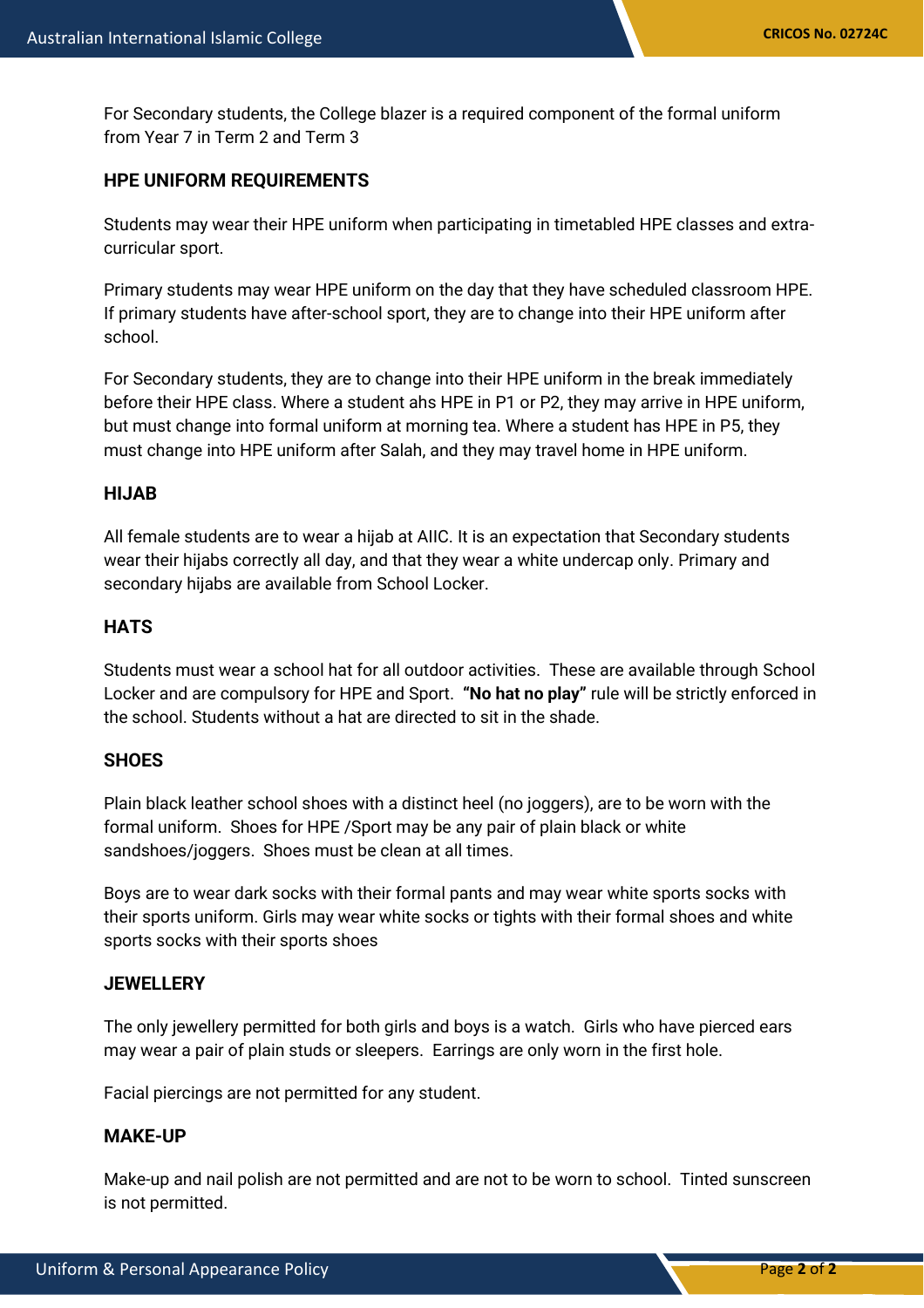For Secondary students, the College blazer is a required component of the formal uniform from Year 7 in Term 2 and Term 3

## HPE UNIFORM REQUIREMENTS

Students may wear their HPE uniform when participating in timetabled HPE classes and extra-curricular sport.

Primary students may wear HPE uniform on the day that they have scheduled classroom HPE. If primary students have after-school sport, they are to change into their HPE uniform after school.

For Secondary students, they are to change into their HPE uniform in the break immediately before their HPE class. Where a student ahs HPE in P1 or P2, they may arrive in HPE uniform, but must change into formal uniform at morning tea. Where a student has HPE in P5, they must change into HPE uniform after Salah, and they may travel home in HPE uniform.

## HIJAB

All female students are to wear a hijab at AIIC. It is an expectation that Secondary students wear their hijabs correctly all day, and that they wear a white undercap only. Primary and secondary hijabs are available from School Locker.

## HATS

Students must wear a school hat for all outdoor activities. These are available through School Locker and are compulsory for HPE and Sport. **"No hat no play"** rule will be strictly enforced in the school. Students without a hat are directed to sit in the shade.

## SHOES

Plain black leather school shoes with a distinct heel (no joggers), are to be worn with the formal uniform. Shoes for HPE /Sport may be any pair of plain black or white sandshoes/joggers. Shoes must be clean at all times.

Boys are to wear dark socks with their formal pants and may wear white sports socks with their sports uniform. Girls may wear white socks or tights with their formal shoes and white sports socks with their sports shoes

## JEWELLERY

The only jewellery permitted for both girls and boys is a watch. Girls who have pierced ears may wear a pair of plain studs or sleepers. Earrings are only worn in the first hole.

Facial piercings are not permitted for any student.

## MAKE-UP

Make-up and nail polish are not permitted and are not to be worn to school. Tinted sunscreen is not permitted.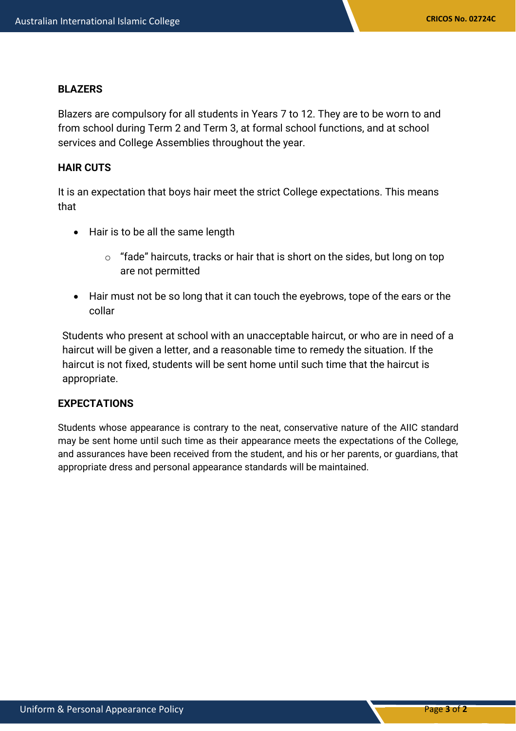## BLAZERS

Blazers are compulsory for all students in Years 7 to 12. They are to be worn to and from school during Term 2 and Term 3, at formal school functions, and at school services and College Assemblies throughout the year.

## HAIR CUTS

It is an expectation that boys hair meet the strict College expectations. This means that

- Hair is to be all the same length
  - “fade” haircuts, tracks or hair that is short on the sides, but long on top are not permitted
- Hair must not be so long that it can touch the eyebrows, tope of the ears or the collar

Students who present at school with an unacceptable haircut, or who are in need of a haircut will be given a letter, and a reasonable time to remedy the situation. If the haircut is not fixed, students will be sent home until such time that the haircut is appropriate.

## EXPECTATIONS

Students whose appearance is contrary to the neat, conservative nature of the AIIC standard may be sent home until such time as their appearance meets the expectations of the College, and assurances have been received from the student, and his or her parents, or guardians, that appropriate dress and personal appearance standards will be maintained.